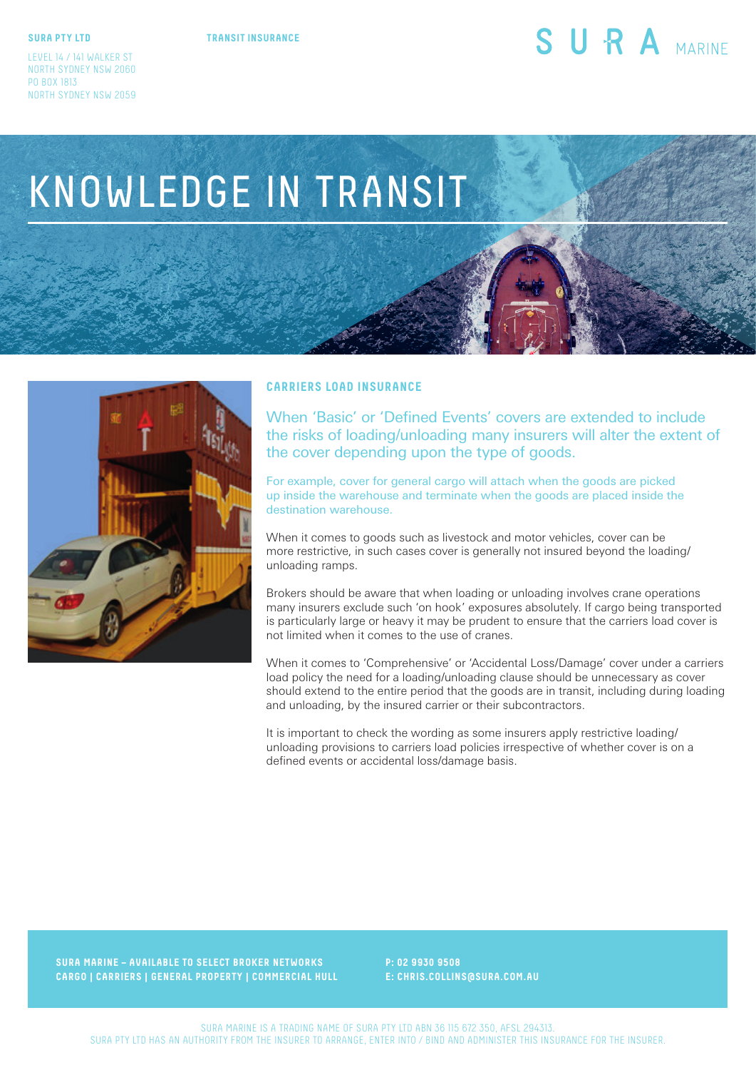**SURA PTY LTD**

LEVEL 14 / 141 WALKER ST
NORTH SYDNEY NSW 2060
PO BOX 1813
NORTH SYDNEY NSW 2059

**TRANSIT INSURANCE**

SURA MARINE

# KNOWLEDGE IN TRANSIT

## CARRIERS LOAD INSURANCE

When 'Basic' or 'Defined Events' covers are extended to include the risks of loading/unloading many insurers will alter the extent of the cover depending upon the type of goods.

For example, cover for general cargo will attach when the goods are picked up inside the warehouse and terminate when the goods are placed inside the destination warehouse.

When it comes to goods such as livestock and motor vehicles, cover can be more restrictive, in such cases cover is generally not insured beyond the loading/unloading ramps.

Brokers should be aware that when loading or unloading involves crane operations many insurers exclude such 'on hook' exposures absolutely. If cargo being transported is particularly large or heavy it may be prudent to ensure that the carriers load cover is not limited when it comes to the use of cranes.

When it comes to 'Comprehensive' or 'Accidental Loss/Damage' cover under a carriers load policy the need for a loading/unloading clause should be unnecessary as cover should extend to the entire period that the goods are in transit, including during loading and unloading, by the insured carrier or their subcontractors.

It is important to check the wording as some insurers apply restrictive loading/unloading provisions to carriers load policies irrespective of whether cover is on a defined events or accidental loss/damage basis.

**SURA MARINE – AVAILABLE TO SELECT BROKER NETWORKS**
**CARGO | CARRIERS | GENERAL PROPERTY | COMMERCIAL HULL**

**P: 02 9930 9508**
**E: CHRIS.COLLINS@SURA.COM.AU**

SURA MARINE IS A TRADING NAME OF SURA PTY LTD ABN 36 115 672 350, AFSL 294313.
SURA PTY LTD HAS AN AUTHORITY FROM THE INSURER TO ARRANGE, ENTER INTO / BIND AND ADMINISTER THIS INSURANCE FOR THE INSURER.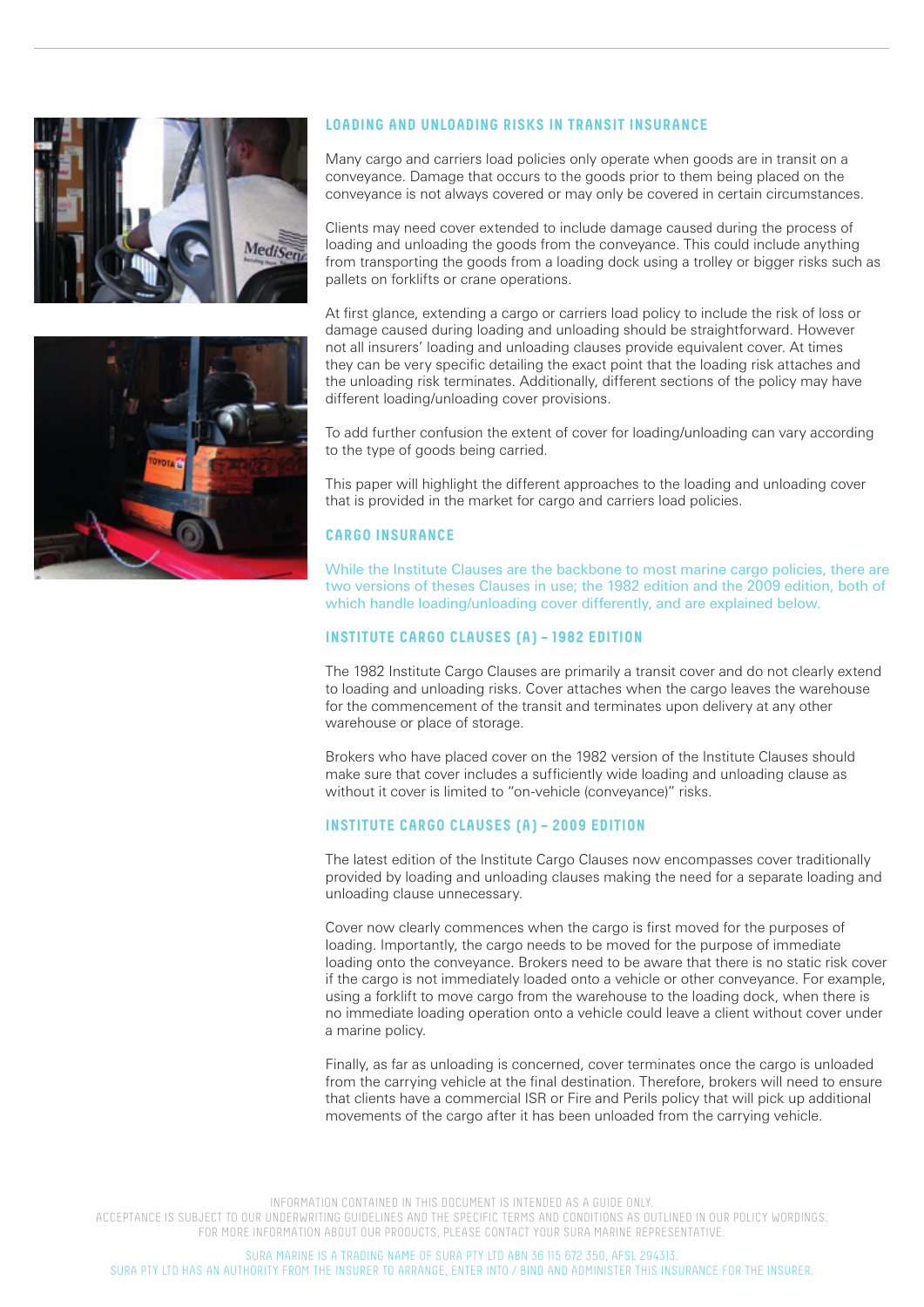## LOADING AND UNLOADING RISKS IN TRANSIT INSURANCE

Many cargo and carriers load policies only operate when goods are in transit on a conveyance. Damage that occurs to the goods prior to them being placed on the conveyance is not always covered or may only be covered in certain circumstances.

Clients may need cover extended to include damage caused during the process of loading and unloading the goods from the conveyance. This could include anything from transporting the goods from a loading dock using a trolley or bigger risks such as pallets on forklifts or crane operations.

At first glance, extending a cargo or carriers load policy to include the risk of loss or damage caused during loading and unloading should be straightforward. However not all insurers' loading and unloading clauses provide equivalent cover. At times they can be very specific detailing the exact point that the loading risk attaches and the unloading risk terminates. Additionally, different sections of the policy may have different loading/unloading cover provisions.

To add further confusion the extent of cover for loading/unloading can vary according to the type of goods being carried.

This paper will highlight the different approaches to the loading and unloading cover that is provided in the market for cargo and carriers load policies.

## CARGO INSURANCE

While the Institute Clauses are the backbone to most marine cargo policies, there are two versions of theses Clauses in use; the 1982 edition and the 2009 edition, both of which handle loading/unloading cover differently, and are explained below.

### INSTITUTE CARGO CLAUSES (A) – 1982 EDITION

The 1982 Institute Cargo Clauses are primarily a transit cover and do not clearly extend to loading and unloading risks. Cover attaches when the cargo leaves the warehouse for the commencement of the transit and terminates upon delivery at any other warehouse or place of storage.

Brokers who have placed cover on the 1982 version of the Institute Clauses should make sure that cover includes a sufficiently wide loading and unloading clause as without it cover is limited to "on-vehicle (conveyance)" risks.

### INSTITUTE CARGO CLAUSES (A) – 2009 EDITION

The latest edition of the Institute Cargo Clauses now encompasses cover traditionally provided by loading and unloading clauses making the need for a separate loading and unloading clause unnecessary.

Cover now clearly commences when the cargo is first moved for the purposes of loading. Importantly, the cargo needs to be moved for the purpose of immediate loading onto the conveyance. Brokers need to be aware that there is no static risk cover if the cargo is not immediately loaded onto a vehicle or other conveyance. For example, using a forklift to move cargo from the warehouse to the loading dock, when there is no immediate loading operation onto a vehicle could leave a client without cover under a marine policy.

Finally, as far as unloading is concerned, cover terminates once the cargo is unloaded from the carrying vehicle at the final destination. Therefore, brokers will need to ensure that clients have a commercial ISR or Fire and Perils policy that will pick up additional movements of the cargo after it has been unloaded from the carrying vehicle.

INFORMATION CONTAINED IN THIS DOCUMENT IS INTENDED AS A GUIDE ONLY.
ACCEPTANCE IS SUBJECT TO OUR UNDERWRITING GUIDELINES AND THE SPECIFIC TERMS AND CONDITIONS AS OUTLINED IN OUR POLICY WORDINGS.
FOR MORE INFORMATION ABOUT OUR PRODUCTS, PLEASE CONTACT YOUR SURA MARINE REPRESENTATIVE.

SURA MARINE IS A TRADING NAME OF SURA PTY LTD ABN 36 115 672 350, AFSL 294313.
SURA PTY LTD HAS AN AUTHORITY FROM THE INSURER TO ARRANGE, ENTER INTO / BIND AND ADMINISTER THIS INSURANCE FOR THE INSURER.